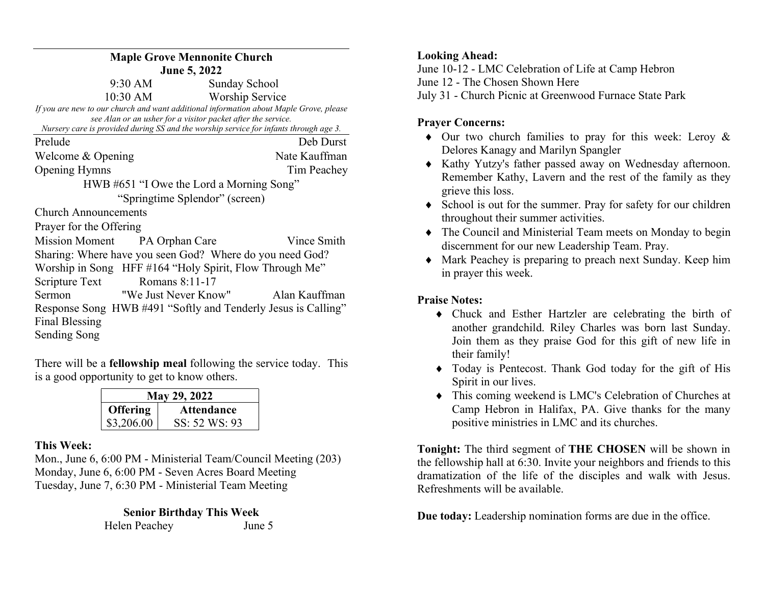# Maple Grove Mennonite Church

**June 5, 2022**

9:30 AM Sunday School
10:30 AM Worship Service

*If you are new to our church and want additional information about Maple Grove, please see Alan or an usher for a visitor packet after the service.*
*Nursery care is provided during SS and the worship service for infants through age 3.*

Prelude — Deb Durst
Welcome & Opening — Nate Kauffman
Opening Hymns — Tim Peachey
HWB #651 "I Owe the Lord a Morning Song"
"Springtime Splendor" (screen)
Church Announcements
Prayer for the Offering
Mission Moment — PA Orphan Care — Vince Smith
Sharing: Where have you seen God? Where do you need God?
Worship in Song — HFF #164 "Holy Spirit, Flow Through Me"
Scripture Text — Romans 8:11-17
Sermon — "We Just Never Know" — Alan Kauffman
Response Song — HWB #491 "Softly and Tenderly Jesus is Calling"
Final Blessing
Sending Song

There will be a **fellowship meal** following the service today. This is a good opportunity to get to know others.

| May 29, 2022 | |
|---|---|
| **Offering** | **Attendance** |
| $3,206.00 | SS: 52 WS: 93 |

**This Week:**

Mon., June 6, 6:00 PM - Ministerial Team/Council Meeting (203)
Monday, June 6, 6:00 PM - Seven Acres Board Meeting
Tuesday, June 7, 6:30 PM - Ministerial Team Meeting

**Senior Birthday This Week**

Helen Peachey — June 5

**Looking Ahead:**

June 10-12 - LMC Celebration of Life at Camp Hebron
June 12 - The Chosen Shown Here
July 31 - Church Picnic at Greenwood Furnace State Park

**Prayer Concerns:**

- Our two church families to pray for this week: Leroy & Delores Kanagy and Marilyn Spangler
- Kathy Yutzy's father passed away on Wednesday afternoon. Remember Kathy, Lavern and the rest of the family as they grieve this loss.
- School is out for the summer. Pray for safety for our children throughout their summer activities.
- The Council and Ministerial Team meets on Monday to begin discernment for our new Leadership Team. Pray.
- Mark Peachey is preparing to preach next Sunday. Keep him in prayer this week.

**Praise Notes:**

- Chuck and Esther Hartzler are celebrating the birth of another grandchild. Riley Charles was born last Sunday. Join them as they praise God for this gift of new life in their family!
- Today is Pentecost. Thank God today for the gift of His Spirit in our lives.
- This coming weekend is LMC's Celebration of Churches at Camp Hebron in Halifax, PA. Give thanks for the many positive ministries in LMC and its churches.

**Tonight:** The third segment of **THE CHOSEN** will be shown in the fellowship hall at 6:30. Invite your neighbors and friends to this dramatization of the life of the disciples and walk with Jesus. Refreshments will be available.

**Due today:** Leadership nomination forms are due in the office.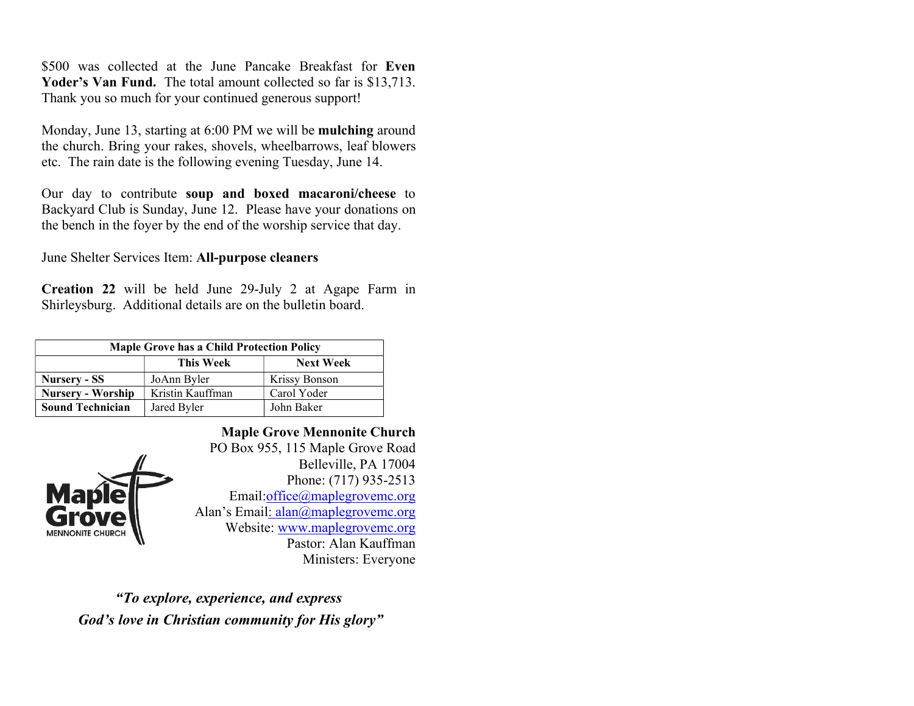$500 was collected at the June Pancake Breakfast for **Even Yoder's Van Fund.** The total amount collected so far is $13,713. Thank you so much for your continued generous support!

Monday, June 13, starting at 6:00 PM we will be **mulching** around the church. Bring your rakes, shovels, wheelbarrows, leaf blowers etc. The rain date is the following evening Tuesday, June 14.

Our day to contribute **soup and boxed macaroni/cheese** to Backyard Club is Sunday, June 12. Please have your donations on the bench in the foyer by the end of the worship service that day.

June Shelter Services Item: **All-purpose cleaners**

**Creation 22** will be held June 29-July 2 at Agape Farm in Shirleysburg. Additional details are on the bulletin board.

| Maple Grove has a Child Protection Policy | | |
|---|---|---|
| | **This Week** | **Next Week** |
| **Nursery - SS** | JoAnn Byler | Krissy Bonson |
| **Nursery - Worship** | Kristin Kauffman | Carol Yoder |
| **Sound Technician** | Jared Byler | John Baker |

Maple Grove MENNONITE CHURCH

**Maple Grove Mennonite Church**
PO Box 955, 115 Maple Grove Road
Belleville, PA 17004
Phone: (717) 935-2513
Email:office@maplegrovemc.org
Alan's Email: alan@maplegrovemc.org
Website: www.maplegrovemc.org
Pastor: Alan Kauffman
Ministers: Everyone

***"To explore, experience, and express God's love in Christian community for His glory"***